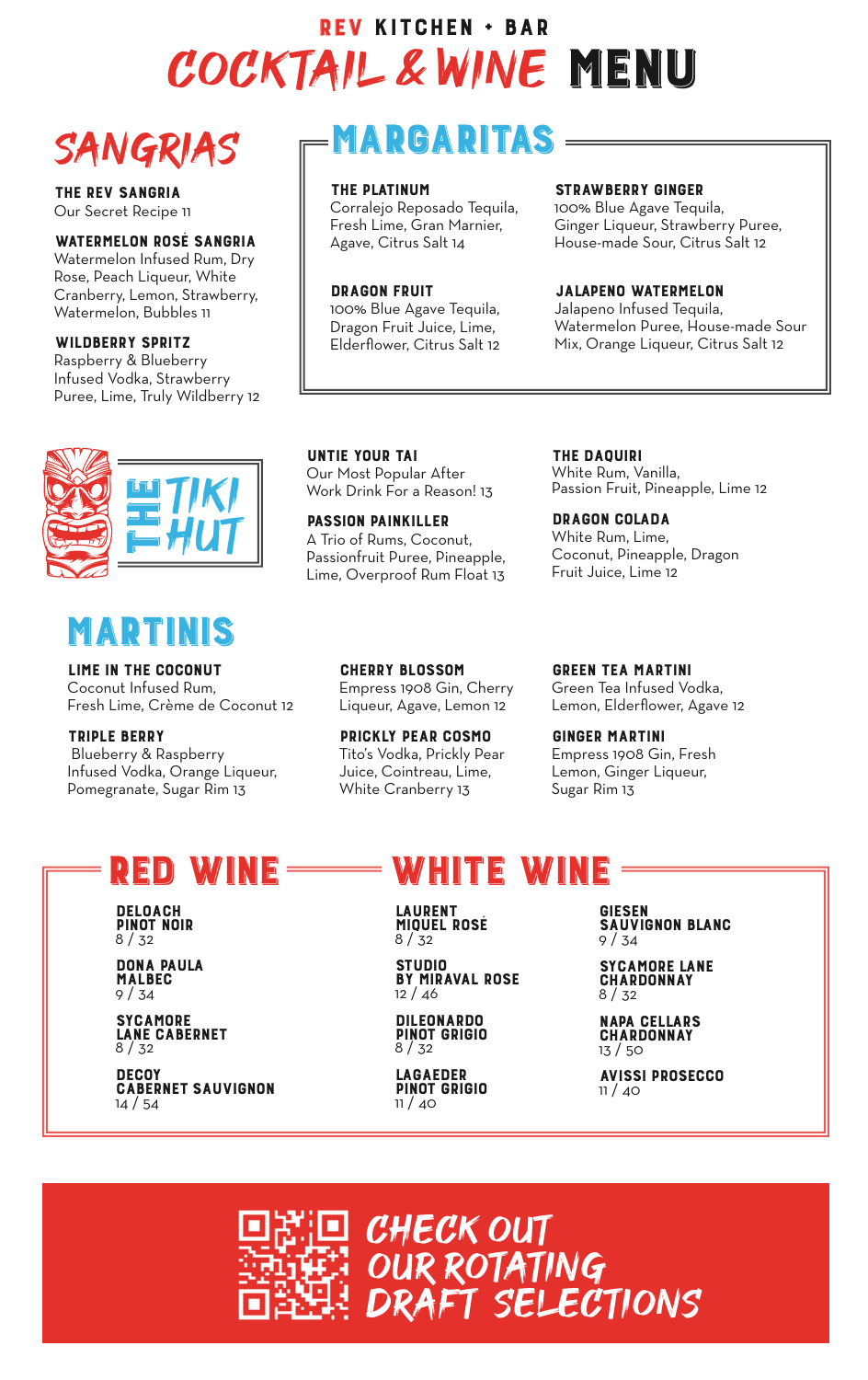# REV KITCHEN + BAR
# COCKTAIL & WINE MENU

## SANGRIAS

**THE REV SANGRIA**
Our Secret Recipe 11

**WATERMELON ROSÉ SANGRIA**
Watermelon Infused Rum, Dry Rose, Peach Liqueur, White Cranberry, Lemon, Strawberry, Watermelon, Bubbles 11

**WILDBERRY SPRITZ**
Raspberry & Blueberry Infused Vodka, Strawberry Puree, Lime, Truly Wildberry 12

## MARGARITAS

**THE PLATINUM**
Corralejo Reposado Tequila, Fresh Lime, Gran Marnier, Agave, Citrus Salt 14

**STRAWBERRY GINGER**
100% Blue Agave Tequila, Ginger Liqueur, Strawberry Puree, House-made Sour, Citrus Salt 12

**DRAGON FRUIT**
100% Blue Agave Tequila, Dragon Fruit Juice, Lime, Elderflower, Citrus Salt 12

**JALAPENO WATERMELON**
Jalapeno Infused Tequila, Watermelon Puree, House-made Sour Mix, Orange Liqueur, Citrus Salt 12

## THE TIKI HUT

**UNTIE YOUR TAI**
Our Most Popular After Work Drink For a Reason! 13

**PASSION PAINKILLER**
A Trio of Rums, Coconut, Passionfruit Puree, Pineapple, Lime, Overproof Rum Float 13

**THE DAQUIRI**
White Rum, Vanilla, Passion Fruit, Pineapple, Lime 12

**DRAGON COLADA**
White Rum, Lime, Coconut, Pineapple, Dragon Fruit Juice, Lime 12

## MARTINIS

**LIME IN THE COCONUT**
Coconut Infused Rum, Fresh Lime, Crème de Coconut 12

**TRIPLE BERRY**
Blueberry & Raspberry Infused Vodka, Orange Liqueur, Pomegranate, Sugar Rim 13

**CHERRY BLOSSOM**
Empress 1908 Gin, Cherry Liqueur, Agave, Lemon 12

**PRICKLY PEAR COSMO**
Tito's Vodka, Prickly Pear Juice, Cointreau, Lime, White Cranberry 13

**GREEN TEA MARTINI**
Green Tea Infused Vodka, Lemon, Elderflower, Agave 12

**GINGER MARTINI**
Empress 1908 Gin, Fresh Lemon, Ginger Liqueur, Sugar Rim 13

## RED WINE

**DELOACH PINOT NOIR**
8 / 32

**DONA PAULA MALBEC**
9 / 34

**SYCAMORE LANE CABERNET**
8 / 32

**DECOY CABERNET SAUVIGNON**
14 / 54

## WHITE WINE

**LAURENT MIQUEL ROSÉ**
8 / 32

**STUDIO BY MIRAVAL ROSE**
12 / 46

**DILEONARDO PINOT GRIGIO**
8 / 32

**LAGAEDER PINOT GRIGIO**
11 / 40

**GIESEN SAUVIGNON BLANC**
9 / 34

**SYCAMORE LANE CHARDONNAY**
8 / 32

**NAPA CELLARS CHARDONNAY**
13 / 50

**AVISSI PROSECCO**
11 / 40

**CHECK OUT OUR ROTATING DRAFT SELECTIONS**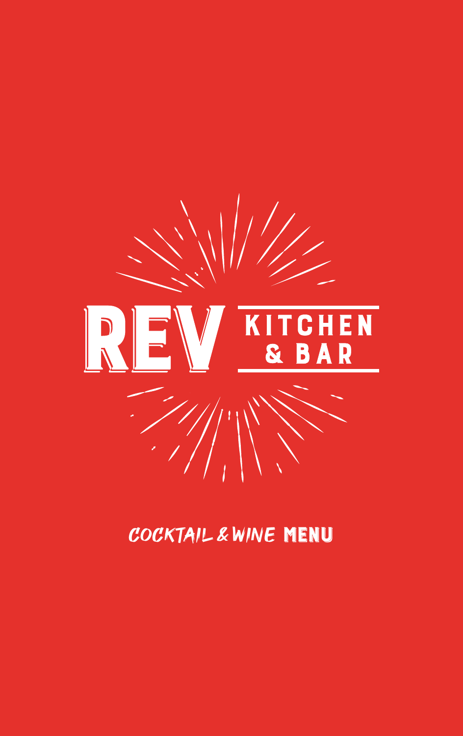# REV KITCHEN & BAR

COCKTAIL & WINE MENU